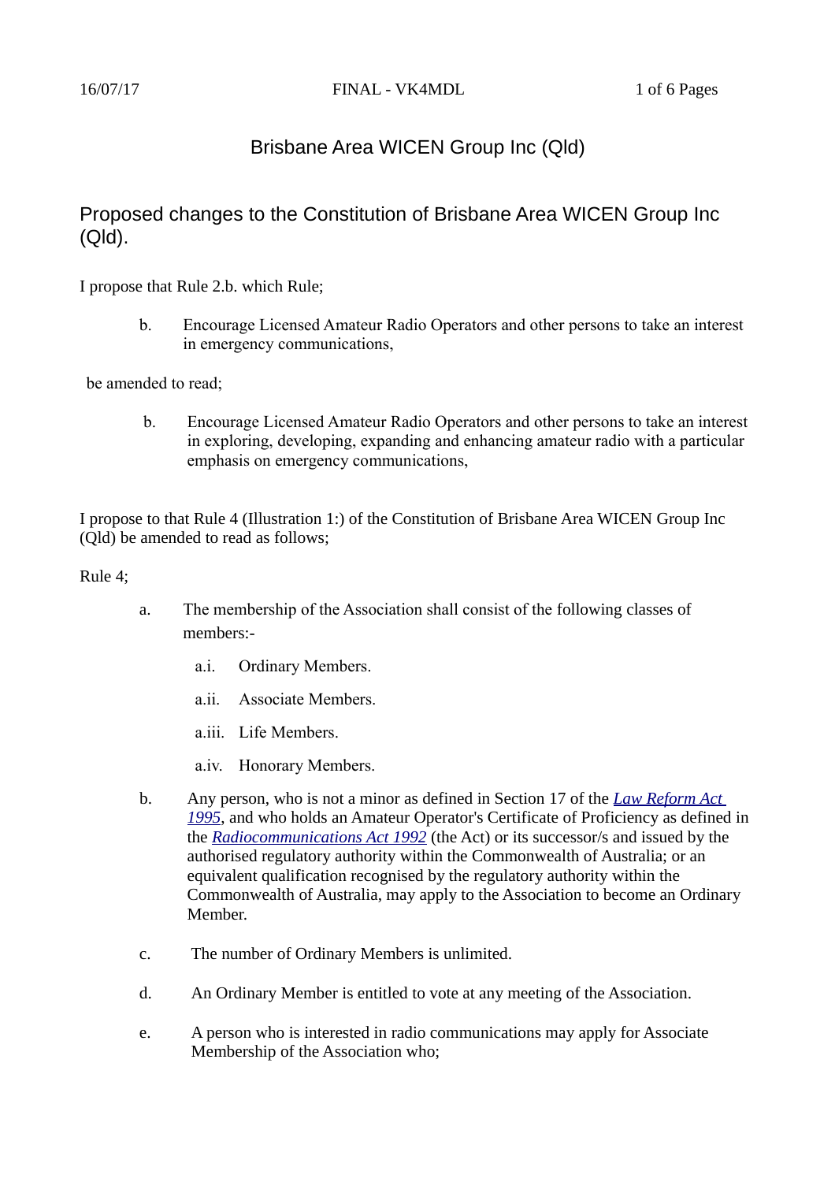# Brisbane Area WICEN Group Inc (Qld)

## Proposed changes to the Constitution of Brisbane Area WICEN Group Inc (Qld).

I propose that Rule 2.b. which Rule;

> b. Encourage Licensed Amateur Radio Operators and other persons to take an interest in emergency communications,

be amended to read;

> b. Encourage Licensed Amateur Radio Operators and other persons to take an interest in exploring, developing, expanding and enhancing amateur radio with a particular emphasis on emergency communications,

I propose to that Rule 4 (Illustration 1:) of the Constitution of Brisbane Area WICEN Group Inc (Qld) be amended to read as follows;

Rule 4;

a. The membership of the Association shall consist of the following classes of members:-

   a.i. Ordinary Members.

   a.ii. Associate Members.

   a.iii. Life Members.

   a.iv. Honorary Members.

b. Any person, who is not a minor as defined in Section 17 of the *Law Reform Act 1995*, and who holds an Amateur Operator's Certificate of Proficiency as defined in the *Radiocommunications Act 1992* (the Act) or its successor/s and issued by the authorised regulatory authority within the Commonwealth of Australia; or an equivalent qualification recognised by the regulatory authority within the Commonwealth of Australia, may apply to the Association to become an Ordinary Member.

c. The number of Ordinary Members is unlimited.

d. An Ordinary Member is entitled to vote at any meeting of the Association.

e. A person who is interested in radio communications may apply for Associate Membership of the Association who;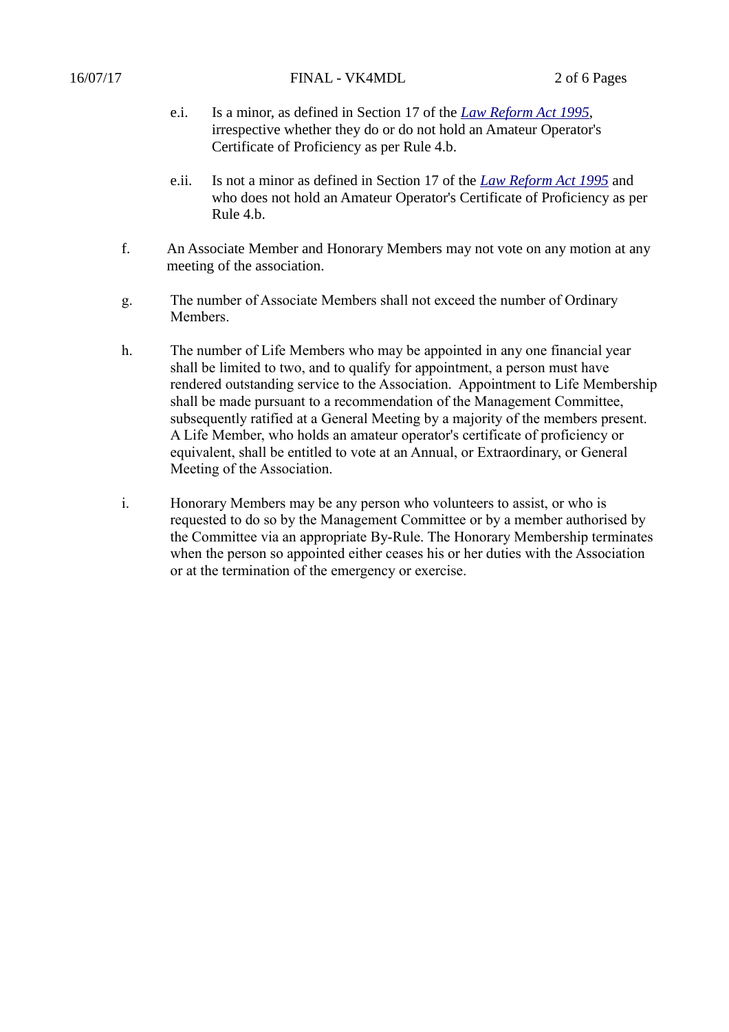e.i. Is a minor, as defined in Section 17 of the [*Law Reform Act 1995*](), irrespective whether they do or do not hold an Amateur Operator's Certificate of Proficiency as per Rule 4.b.

e.ii. Is not a minor as defined in Section 17 of the [*Law Reform Act 1995*]() and who does not hold an Amateur Operator's Certificate of Proficiency as per Rule 4.b.

f. An Associate Member and Honorary Members may not vote on any motion at any meeting of the association.

g. The number of Associate Members shall not exceed the number of Ordinary Members.

h. The number of Life Members who may be appointed in any one financial year shall be limited to two, and to qualify for appointment, a person must have rendered outstanding service to the Association. Appointment to Life Membership shall be made pursuant to a recommendation of the Management Committee, subsequently ratified at a General Meeting by a majority of the members present. A Life Member, who holds an amateur operator's certificate of proficiency or equivalent, shall be entitled to vote at an Annual, or Extraordinary, or General Meeting of the Association.

i. Honorary Members may be any person who volunteers to assist, or who is requested to do so by the Management Committee or by a member authorised by the Committee via an appropriate By-Rule. The Honorary Membership terminates when the person so appointed either ceases his or her duties with the Association or at the termination of the emergency or exercise.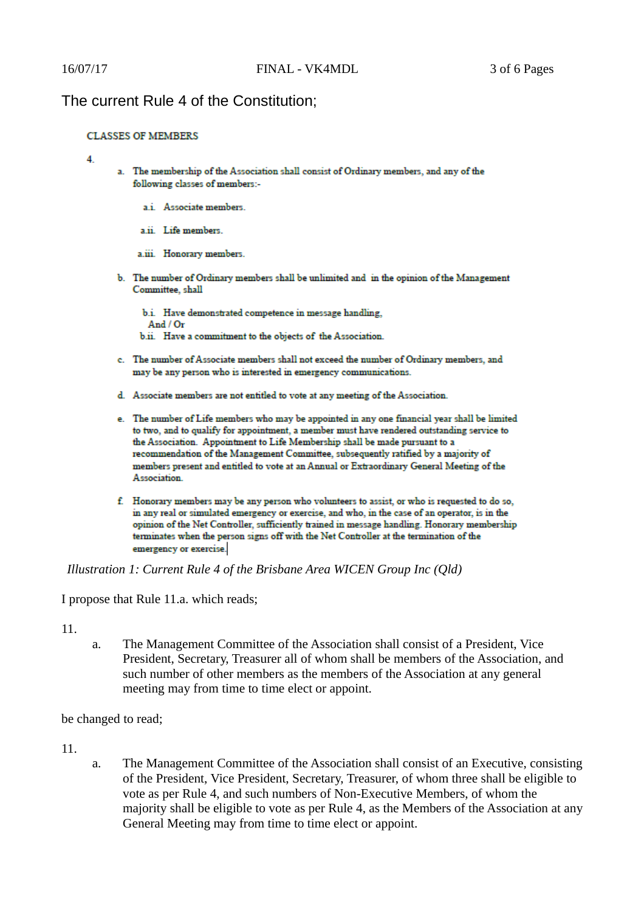The current Rule 4 of the Constitution;

**CLASSES OF MEMBERS**

4.

a. The membership of the Association shall consist of Ordinary members, and any of the following classes of members:-

  a.i. Associate members.

  a.ii. Life members.

  a.iii. Honorary members.

b. The number of Ordinary members shall be unlimited and in the opinion of the Management Committee, shall

  b.i. Have demonstrated competence in message handling,
  And / Or
  b.ii. Have a commitment to the objects of the Association.

c. The number of Associate members shall not exceed the number of Ordinary members, and may be any person who is interested in emergency communications.

d. Associate members are not entitled to vote at any meeting of the Association.

e. The number of Life members who may be appointed in any one financial year shall be limited to two, and to qualify for appointment, a member must have rendered outstanding service to the Association. Appointment to Life Membership shall be made pursuant to a recommendation of the Management Committee, subsequently ratified by a majority of members present and entitled to vote at an Annual or Extraordinary General Meeting of the Association.

f. Honorary members may be any person who volunteers to assist, or who is requested to do so, in any real or simulated emergency or exercise, and who, in the case of an operator, is in the opinion of the Net Controller, sufficiently trained in message handling. Honorary membership terminates when the person signs off with the Net Controller at the termination of the emergency or exercise.

*Illustration 1: Current Rule 4 of the Brisbane Area WICEN Group Inc (Qld)*

I propose that Rule 11.a. which reads;

11.

a. The Management Committee of the Association shall consist of a President, Vice President, Secretary, Treasurer all of whom shall be members of the Association, and such number of other members as the members of the Association at any general meeting may from time to time elect or appoint.

be changed to read;

11.

a. The Management Committee of the Association shall consist of an Executive, consisting of the President, Vice President, Secretary, Treasurer, of whom three shall be eligible to vote as per Rule 4, and such numbers of Non-Executive Members, of whom the majority shall be eligible to vote as per Rule 4, as the Members of the Association at any General Meeting may from time to time elect or appoint.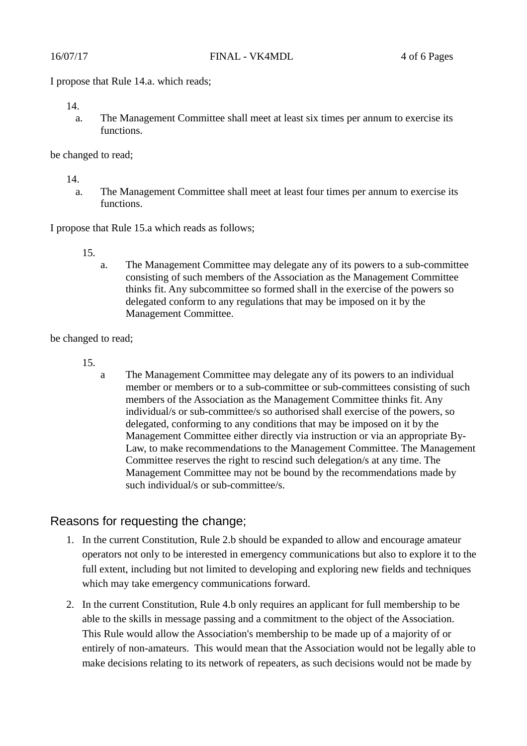I propose that Rule 14.a. which reads;

14.
   a. The Management Committee shall meet at least six times per annum to exercise its functions.

be changed to read;

14.
   a. The Management Committee shall meet at least four times per annum to exercise its functions.

I propose that Rule 15.a which reads as follows;

15.
   a. The Management Committee may delegate any of its powers to a sub-committee consisting of such members of the Association as the Management Committee thinks fit. Any subcommittee so formed shall in the exercise of the powers so delegated conform to any regulations that may be imposed on it by the Management Committee.

be changed to read;

15.
   a The Management Committee may delegate any of its powers to an individual member or members or to a sub-committee or sub-committees consisting of such members of the Association as the Management Committee thinks fit. Any individual/s or sub-committee/s so authorised shall exercise of the powers, so delegated, conforming to any conditions that may be imposed on it by the Management Committee either directly via instruction or via an appropriate By-Law, to make recommendations to the Management Committee. The Management Committee reserves the right to rescind such delegation/s at any time. The Management Committee may not be bound by the recommendations made by such individual/s or sub-committee/s.

## Reasons for requesting the change;

1. In the current Constitution, Rule 2.b should be expanded to allow and encourage amateur operators not only to be interested in emergency communications but also to explore it to the full extent, including but not limited to developing and exploring new fields and techniques which may take emergency communications forward.
2. In the current Constitution, Rule 4.b only requires an applicant for full membership to be able to the skills in message passing and a commitment to the object of the Association. This Rule would allow the Association's membership to be made up of a majority of or entirely of non-amateurs. This would mean that the Association would not be legally able to make decisions relating to its network of repeaters, as such decisions would not be made by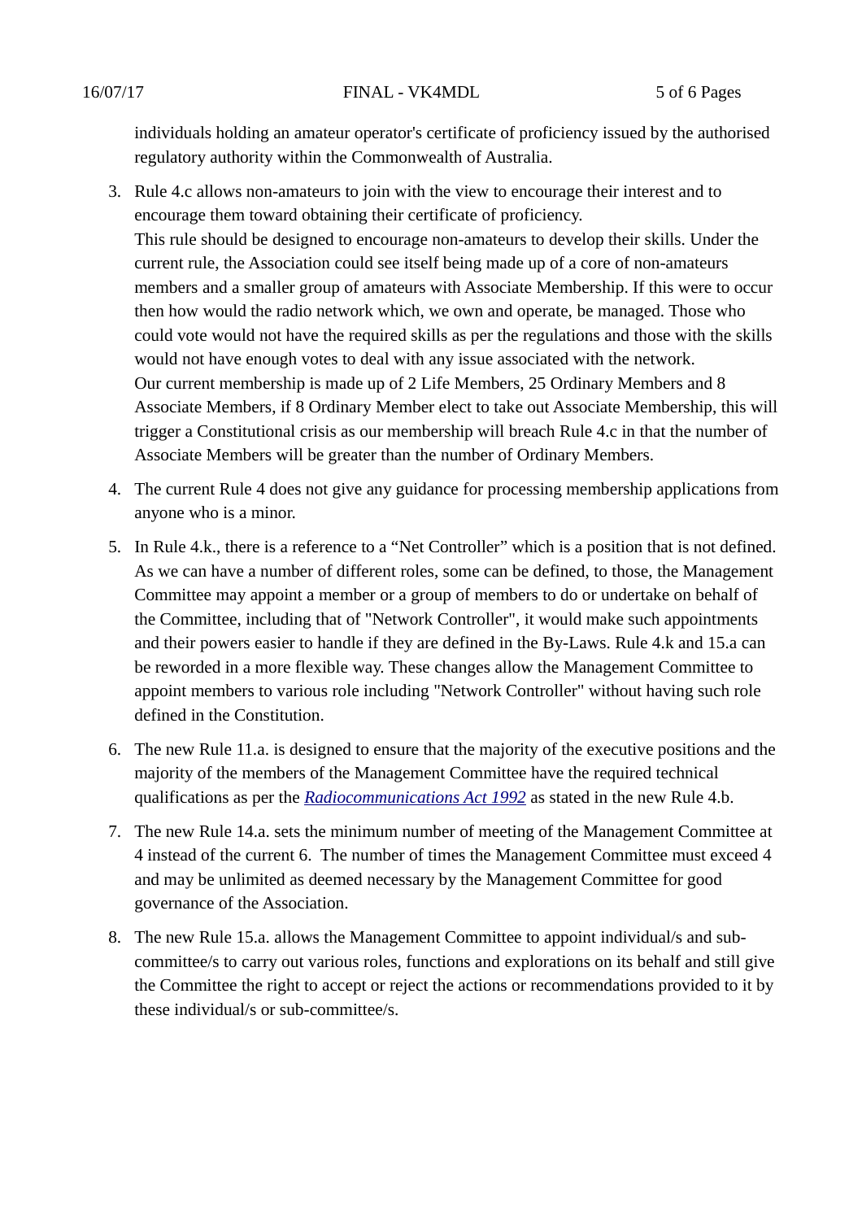individuals holding an amateur operator's certificate of proficiency issued by the authorised regulatory authority within the Commonwealth of Australia.

3. Rule 4.c allows non-amateurs to join with the view to encourage their interest and to encourage them toward obtaining their certificate of proficiency.
   This rule should be designed to encourage non-amateurs to develop their skills. Under the current rule, the Association could see itself being made up of a core of non-amateurs members and a smaller group of amateurs with Associate Membership. If this were to occur then how would the radio network which, we own and operate, be managed. Those who could vote would not have the required skills as per the regulations and those with the skills would not have enough votes to deal with any issue associated with the network.
   Our current membership is made up of 2 Life Members, 25 Ordinary Members and 8 Associate Members, if 8 Ordinary Member elect to take out Associate Membership, this will trigger a Constitutional crisis as our membership will breach Rule 4.c in that the number of Associate Members will be greater than the number of Ordinary Members.

4. The current Rule 4 does not give any guidance for processing membership applications from anyone who is a minor.

5. In Rule 4.k., there is a reference to a "Net Controller" which is a position that is not defined. As we can have a number of different roles, some can be defined, to those, the Management Committee may appoint a member or a group of members to do or undertake on behalf of the Committee, including that of "Network Controller", it would make such appointments and their powers easier to handle if they are defined in the By-Laws. Rule 4.k and 15.a can be reworded in a more flexible way. These changes allow the Management Committee to appoint members to various role including "Network Controller" without having such role defined in the Constitution.

6. The new Rule 11.a. is designed to ensure that the majority of the executive positions and the majority of the members of the Management Committee have the required technical qualifications as per the *Radiocommunications Act 1992* as stated in the new Rule 4.b.

7. The new Rule 14.a. sets the minimum number of meeting of the Management Committee at 4 instead of the current 6. The number of times the Management Committee must exceed 4 and may be unlimited as deemed necessary by the Management Committee for good governance of the Association.

8. The new Rule 15.a. allows the Management Committee to appoint individual/s and sub-committee/s to carry out various roles, functions and explorations on its behalf and still give the Committee the right to accept or reject the actions or recommendations provided to it by these individual/s or sub-committee/s.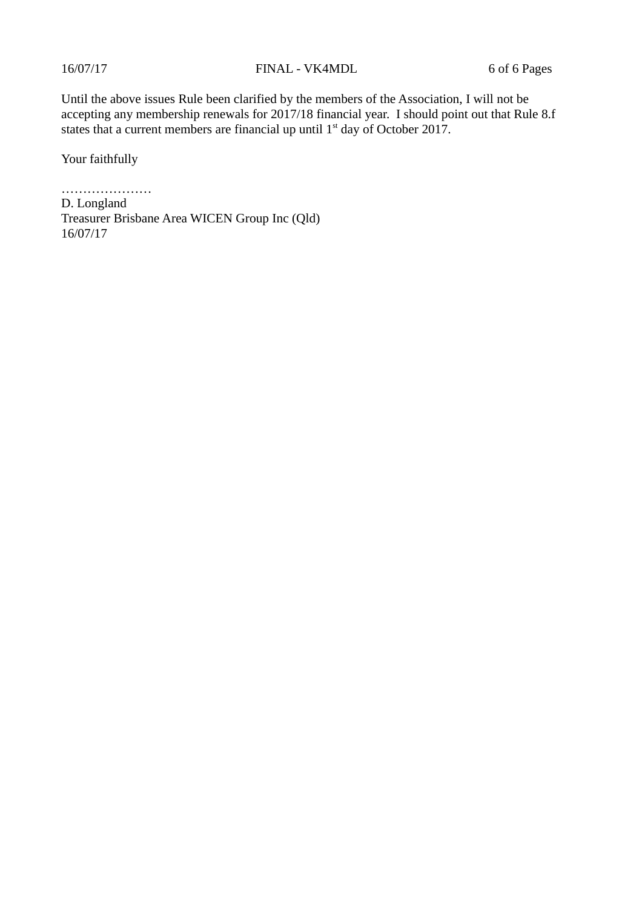Until the above issues Rule been clarified by the members of the Association, I will not be accepting any membership renewals for 2017/18 financial year. I should point out that Rule 8.f states that a current members are financial up until 1st day of October 2017.

Your faithfully

…………………
D. Longland
Treasurer Brisbane Area WICEN Group Inc (Qld)
16/07/17